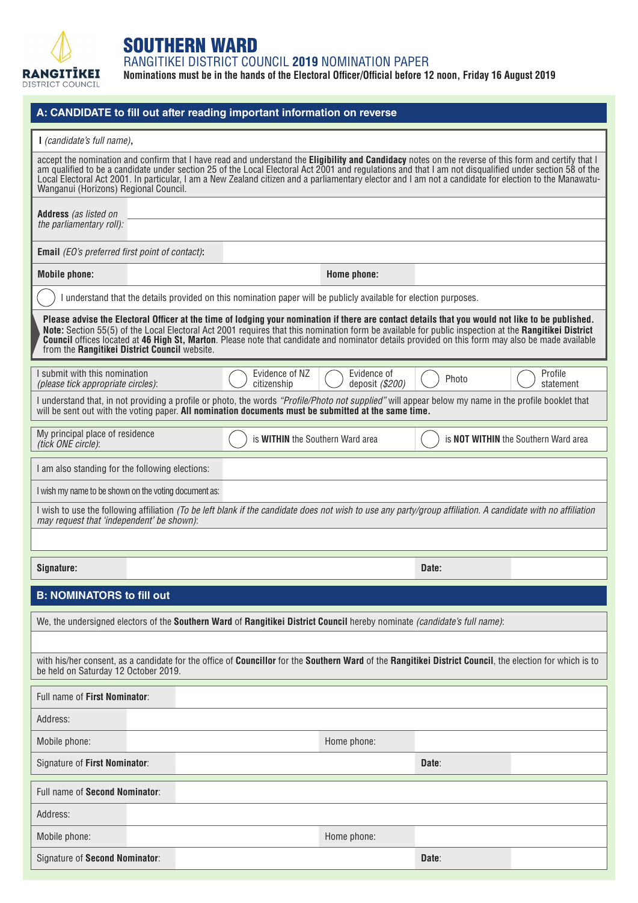RANGITĪKEI DISTRICT COUNCIL

# SOUTHERN WARD

## RANGITIKEI DISTRICT COUNCIL **2019** NOMINATION PAPER

**Nominations must be in the hands of the Electoral Officer/Official before 12 noon, Friday 16 August 2019**

## A: CANDIDATE to fill out after reading important information on reverse

I *(candidate's full name)*,

accept the nomination and confirm that I have read and understand the **Eligibility and Candidacy** notes on the reverse of this form and certify that I am qualified to be a candidate under section 25 of the Local Electoral Act 2001 and regulations and that I am not disqualified under section 58 of the Local Electoral Act 2001. In particular, I am a New Zealand citizen and a parliamentary elector and I am not a candidate for election to the Manawatu-Wanganui (Horizons) Regional Council.

| | |
|---|---|
| **Address** *(as listed on the parliamentary roll)*: | |
| **Email** *(EO's preferred first point of contact)*: | |

| | | | |
|---|---|---|---|
| **Mobile phone:** | | **Home phone:** | |

◯ I understand that the details provided on this nomination paper will be publicly available for election purposes.

**Please advise the Electoral Officer at the time of lodging your nomination if there are contact details that you would not like to be published.**
**Note:** Section 55(5) of the Local Electoral Act 2001 requires that this nomination form be available for public inspection at the **Rangitikei District Council** offices located at **46 High St, Marton**. Please note that candidate and nominator details provided on this form may also be made available from the **Rangitikei District Council** website.

| | | | | |
|---|---|---|---|---|
| I submit with this nomination *(please tick appropriate circles)*: | ◯ Evidence of NZ citizenship | ◯ Evidence of deposit *($200)* | ◯ Photo | ◯ Profile statement |

I understand that, in not providing a profile or photo, the words *"Profile/Photo not supplied"* will appear below my name in the profile booklet that will be sent out with the voting paper. **All nomination documents must be submitted at the same time.**

| | | |
|---|---|---|
| My principal place of residence *(tick ONE circle)*: | ◯ is **WITHIN** the Southern Ward area | ◯ is **NOT WITHIN** the Southern Ward area |

| | |
|---|---|
| I am also standing for the following elections: | |
| I wish my name to be shown on the voting document as: | |

I wish to use the following affiliation *(To be left blank if the candidate does not wish to use any party/group affiliation. A candidate with no affiliation may request that 'independent' be shown)*:

| | | | |
|---|---|---|---|
| **Signature:** | | **Date:** | |

## B: NOMINATORS to fill out

We, the undersigned electors of the **Southern Ward** of **Rangitikei District Council** hereby nominate *(candidate's full name)*:

with his/her consent, as a candidate for the office of **Councillor** for the **Southern Ward** of the **Rangitikei District Council**, the election for which is to be held on Saturday 12 October 2019.

| | | | |
|---|---|---|---|
| Full name of **First Nominator**: | | | |
| Address: | | | |
| Mobile phone: | | Home phone: | |
| Signature of **First Nominator**: | | **Date**: | |

| | | | |
|---|---|---|---|
| Full name of **Second Nominator**: | | | |
| Address: | | | |
| Mobile phone: | | Home phone: | |
| Signature of **Second Nominator**: | | **Date**: | |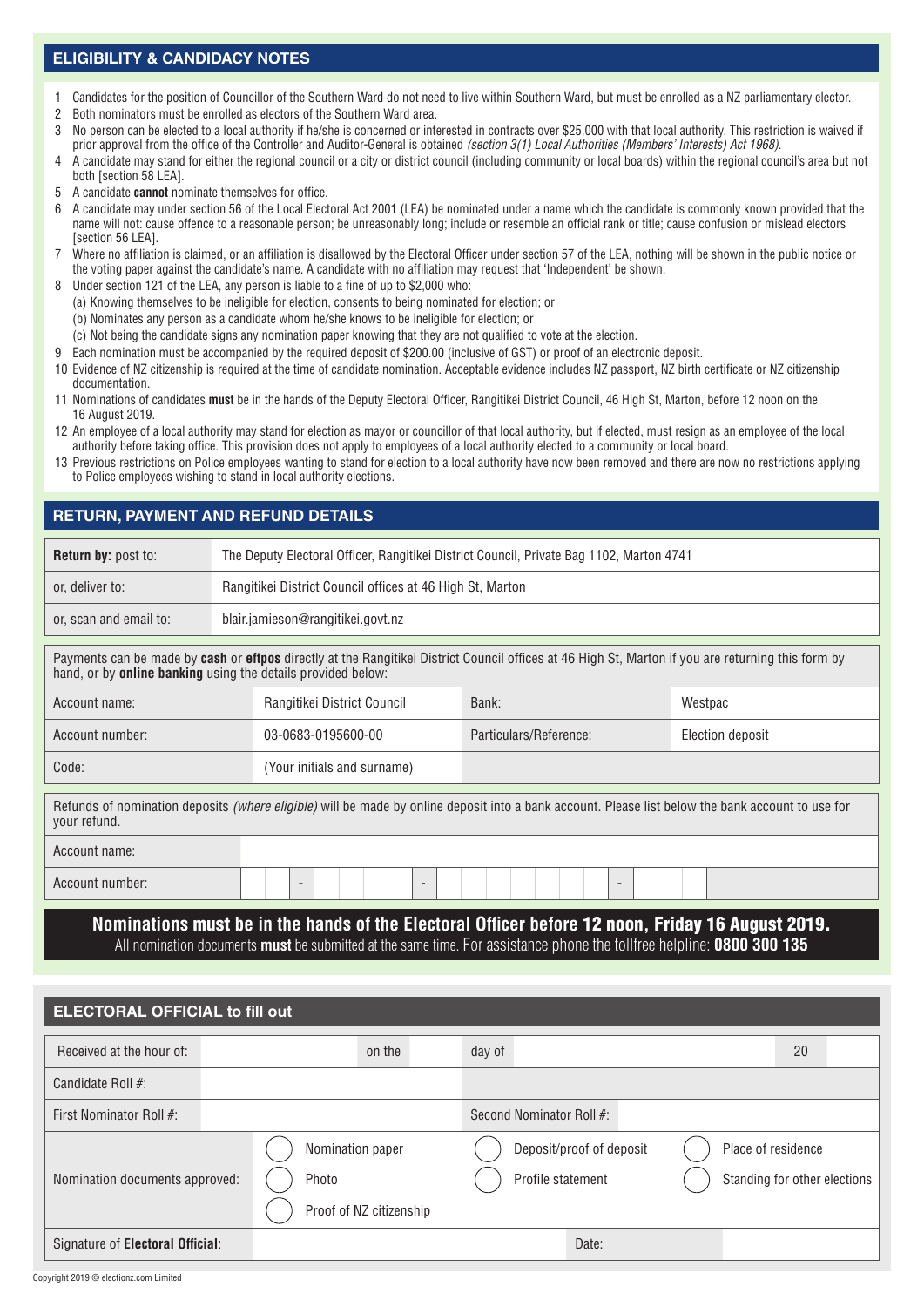## ELIGIBILITY & CANDIDACY NOTES

1. Candidates for the position of Councillor of the Southern Ward do not need to live within Southern Ward, but must be enrolled as a NZ parliamentary elector.
2. Both nominators must be enrolled as electors of the Southern Ward area.
3. No person can be elected to a local authority if he/she is concerned or interested in contracts over $25,000 with that local authority. This restriction is waived if prior approval from the office of the Controller and Auditor-General is obtained *(section 3(1) Local Authorities (Members' Interests) Act 1968).*
4. A candidate may stand for either the regional council or a city or district council (including community or local boards) within the regional council's area but not both [section 58 LEA].
5. A candidate **cannot** nominate themselves for office.
6. A candidate may under section 56 of the Local Electoral Act 2001 (LEA) be nominated under a name which the candidate is commonly known provided that the name will not: cause offence to a reasonable person; be unreasonably long; include or resemble an official rank or title; cause confusion or mislead electors [section 56 LEA].
7. Where no affiliation is claimed, or an affiliation is disallowed by the Electoral Officer under section 57 of the LEA, nothing will be shown in the public notice or the voting paper against the candidate's name. A candidate with no affiliation may request that 'Independent' be shown.
8. Under section 121 of the LEA, any person is liable to a fine of up to $2,000 who:
   (a) Knowing themselves to be ineligible for election, consents to being nominated for election; or
   (b) Nominates any person as a candidate whom he/she knows to be ineligible for election; or
   (c) Not being the candidate signs any nomination paper knowing that they are not qualified to vote at the election.
9. Each nomination must be accompanied by the required deposit of $200.00 (inclusive of GST) or proof of an electronic deposit.
10. Evidence of NZ citizenship is required at the time of candidate nomination. Acceptable evidence includes NZ passport, NZ birth certificate or NZ citizenship documentation.
11. Nominations of candidates **must** be in the hands of the Deputy Electoral Officer, Rangitikei District Council, 46 High St, Marton, before 12 noon on the 16 August 2019.
12. An employee of a local authority may stand for election as mayor or councillor of that local authority, but if elected, must resign as an employee of the local authority before taking office. This provision does not apply to employees of a local authority elected to a community or local board.
13. Previous restrictions on Police employees wanting to stand for election to a local authority have now been removed and there are now no restrictions applying to Police employees wishing to stand in local authority elections.

## RETURN, PAYMENT AND REFUND DETAILS

| | |
|---|---|
| **Return by:** post to: | The Deputy Electoral Officer, Rangitikei District Council, Private Bag 1102, Marton 4741 |
| or, deliver to: | Rangitikei District Council offices at 46 High St, Marton |
| or, scan and email to: | blair.jamieson@rangitikei.govt.nz |

Payments can be made by **cash** or **eftpos** directly at the Rangitikei District Council offices at 46 High St, Marton if you are returning this form by hand, or by **online banking** using the details provided below:

| | | | |
|---|---|---|---|
| Account name: | Rangitikei District Council | Bank: | Westpac |
| Account number: | 03-0683-0195600-00 | Particulars/Reference: | Election deposit |
| Code: | (Your initials and surname) | | |

Refunds of nomination deposits *(where eligible)* will be made by online deposit into a bank account. Please list below the bank account to use for your refund.

| | |
|---|---|
| Account name: | |
| Account number: | __ - ____ - _______ - ___ |

**Nominations must be in the hands of the Electoral Officer before 12 noon, Friday 16 August 2019.**
All nomination documents **must** be submitted at the same time. For assistance phone the tollfree helpline: **0800 300 135**

## ELECTORAL OFFICIAL to fill out

| | | | | | |
|---|---|---|---|---|---|
| Received at the hour of: | | on the | | day of | 20 |
| Candidate Roll #: | | | | | |
| First Nominator Roll #: | | | Second Nominator Roll #: | | |

Nomination documents approved:
- ◯ Nomination paper
- ◯ Photo
- ◯ Proof of NZ citizenship
- ◯ Deposit/proof of deposit
- ◯ Profile statement
- ◯ Place of residence
- ◯ Standing for other elections

| | | | |
|---|---|---|---|
| Signature of **Electoral Official**: | | Date: | |

Copyright 2019 © electionz.com Limited